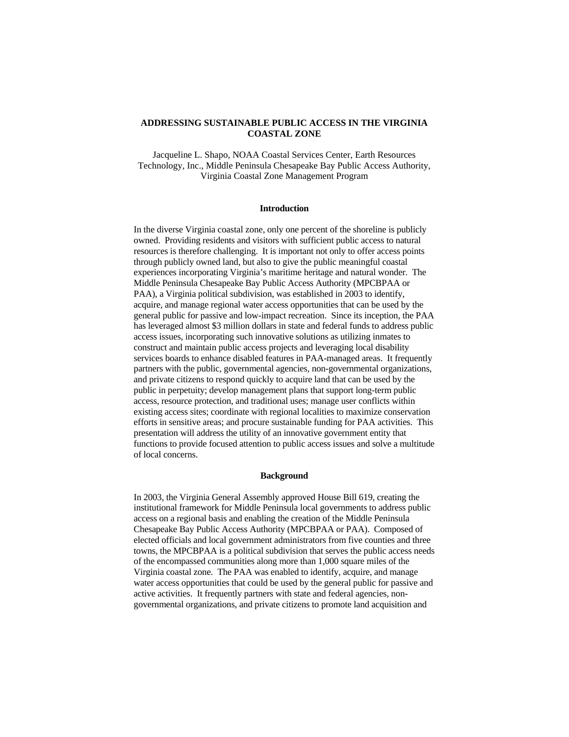# ADDRESSING SUSTAINABLE PUBLIC ACCESS IN THE VIRGINIA COASTAL ZONE

Jacqueline L. Shapo, NOAA Coastal Services Center, Earth Resources Technology, Inc., Middle Peninsula Chesapeake Bay Public Access Authority, Virginia Coastal Zone Management Program

## Introduction

In the diverse Virginia coastal zone, only one percent of the shoreline is publicly owned. Providing residents and visitors with sufficient public access to natural resources is therefore challenging. It is important not only to offer access points through publicly owned land, but also to give the public meaningful coastal experiences incorporating Virginia's maritime heritage and natural wonder. The Middle Peninsula Chesapeake Bay Public Access Authority (MPCBPAA or PAA), a Virginia political subdivision, was established in 2003 to identify, acquire, and manage regional water access opportunities that can be used by the general public for passive and low-impact recreation. Since its inception, the PAA has leveraged almost $3 million dollars in state and federal funds to address public access issues, incorporating such innovative solutions as utilizing inmates to construct and maintain public access projects and leveraging local disability services boards to enhance disabled features in PAA-managed areas. It frequently partners with the public, governmental agencies, non-governmental organizations, and private citizens to respond quickly to acquire land that can be used by the public in perpetuity; develop management plans that support long-term public access, resource protection, and traditional uses; manage user conflicts within existing access sites; coordinate with regional localities to maximize conservation efforts in sensitive areas; and procure sustainable funding for PAA activities. This presentation will address the utility of an innovative government entity that functions to provide focused attention to public access issues and solve a multitude of local concerns.

## Background

In 2003, the Virginia General Assembly approved House Bill 619, creating the institutional framework for Middle Peninsula local governments to address public access on a regional basis and enabling the creation of the Middle Peninsula Chesapeake Bay Public Access Authority (MPCBPAA or PAA). Composed of elected officials and local government administrators from five counties and three towns, the MPCBPAA is a political subdivision that serves the public access needs of the encompassed communities along more than 1,000 square miles of the Virginia coastal zone. The PAA was enabled to identify, acquire, and manage water access opportunities that could be used by the general public for passive and active activities. It frequently partners with state and federal agencies, non-governmental organizations, and private citizens to promote land acquisition and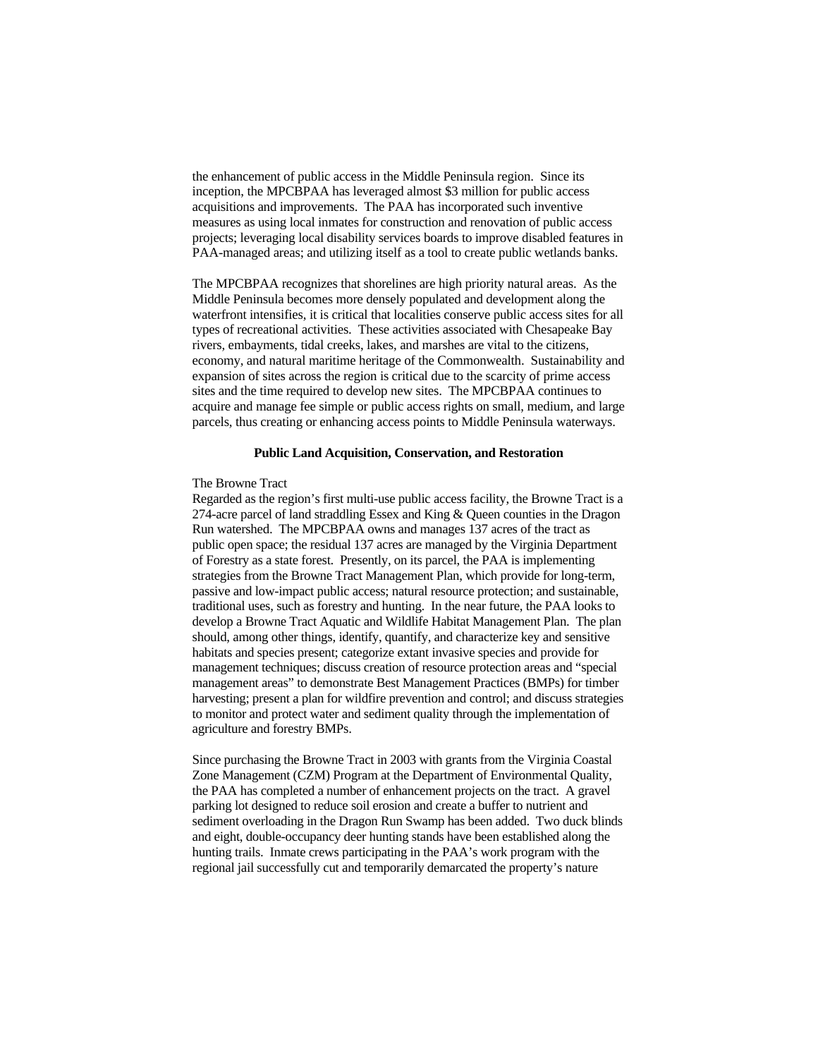the enhancement of public access in the Middle Peninsula region. Since its inception, the MPCBPAA has leveraged almost $3 million for public access acquisitions and improvements. The PAA has incorporated such inventive measures as using local inmates for construction and renovation of public access projects; leveraging local disability services boards to improve disabled features in PAA-managed areas; and utilizing itself as a tool to create public wetlands banks.

The MPCBPAA recognizes that shorelines are high priority natural areas. As the Middle Peninsula becomes more densely populated and development along the waterfront intensifies, it is critical that localities conserve public access sites for all types of recreational activities. These activities associated with Chesapeake Bay rivers, embayments, tidal creeks, lakes, and marshes are vital to the citizens, economy, and natural maritime heritage of the Commonwealth. Sustainability and expansion of sites across the region is critical due to the scarcity of prime access sites and the time required to develop new sites. The MPCBPAA continues to acquire and manage fee simple or public access rights on small, medium, and large parcels, thus creating or enhancing access points to Middle Peninsula waterways.

**Public Land Acquisition, Conservation, and Restoration**

The Browne Tract

Regarded as the region's first multi-use public access facility, the Browne Tract is a 274-acre parcel of land straddling Essex and King & Queen counties in the Dragon Run watershed. The MPCBPAA owns and manages 137 acres of the tract as public open space; the residual 137 acres are managed by the Virginia Department of Forestry as a state forest. Presently, on its parcel, the PAA is implementing strategies from the Browne Tract Management Plan, which provide for long-term, passive and low-impact public access; natural resource protection; and sustainable, traditional uses, such as forestry and hunting. In the near future, the PAA looks to develop a Browne Tract Aquatic and Wildlife Habitat Management Plan. The plan should, among other things, identify, quantify, and characterize key and sensitive habitats and species present; categorize extant invasive species and provide for management techniques; discuss creation of resource protection areas and "special management areas" to demonstrate Best Management Practices (BMPs) for timber harvesting; present a plan for wildfire prevention and control; and discuss strategies to monitor and protect water and sediment quality through the implementation of agriculture and forestry BMPs.

Since purchasing the Browne Tract in 2003 with grants from the Virginia Coastal Zone Management (CZM) Program at the Department of Environmental Quality, the PAA has completed a number of enhancement projects on the tract. A gravel parking lot designed to reduce soil erosion and create a buffer to nutrient and sediment overloading in the Dragon Run Swamp has been added. Two duck blinds and eight, double-occupancy deer hunting stands have been established along the hunting trails. Inmate crews participating in the PAA's work program with the regional jail successfully cut and temporarily demarcated the property's nature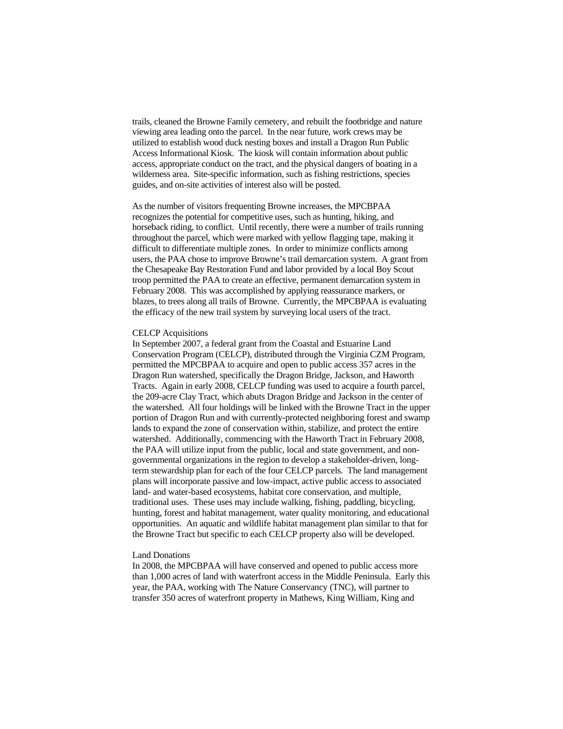trails, cleaned the Browne Family cemetery, and rebuilt the footbridge and nature viewing area leading onto the parcel. In the near future, work crews may be utilized to establish wood duck nesting boxes and install a Dragon Run Public Access Informational Kiosk. The kiosk will contain information about public access, appropriate conduct on the tract, and the physical dangers of boating in a wilderness area. Site-specific information, such as fishing restrictions, species guides, and on-site activities of interest also will be posted.

As the number of visitors frequenting Browne increases, the MPCBPAA recognizes the potential for competitive uses, such as hunting, hiking, and horseback riding, to conflict. Until recently, there were a number of trails running throughout the parcel, which were marked with yellow flagging tape, making it difficult to differentiate multiple zones. In order to minimize conflicts among users, the PAA chose to improve Browne's trail demarcation system. A grant from the Chesapeake Bay Restoration Fund and labor provided by a local Boy Scout troop permitted the PAA to create an effective, permanent demarcation system in February 2008. This was accomplished by applying reassurance markers, or blazes, to trees along all trails of Browne. Currently, the MPCBPAA is evaluating the efficacy of the new trail system by surveying local users of the tract.

### CELCP Acquisitions

In September 2007, a federal grant from the Coastal and Estuarine Land Conservation Program (CELCP), distributed through the Virginia CZM Program, permitted the MPCBPAA to acquire and open to public access 357 acres in the Dragon Run watershed, specifically the Dragon Bridge, Jackson, and Haworth Tracts. Again in early 2008, CELCP funding was used to acquire a fourth parcel, the 209-acre Clay Tract, which abuts Dragon Bridge and Jackson in the center of the watershed. All four holdings will be linked with the Browne Tract in the upper portion of Dragon Run and with currently-protected neighboring forest and swamp lands to expand the zone of conservation within, stabilize, and protect the entire watershed. Additionally, commencing with the Haworth Tract in February 2008, the PAA will utilize input from the public, local and state government, and non-governmental organizations in the region to develop a stakeholder-driven, long-term stewardship plan for each of the four CELCP parcels. The land management plans will incorporate passive and low-impact, active public access to associated land- and water-based ecosystems, habitat core conservation, and multiple, traditional uses. These uses may include walking, fishing, paddling, bicycling, hunting, forest and habitat management, water quality monitoring, and educational opportunities. An aquatic and wildlife habitat management plan similar to that for the Browne Tract but specific to each CELCP property also will be developed.

### Land Donations

In 2008, the MPCBPAA will have conserved and opened to public access more than 1,000 acres of land with waterfront access in the Middle Peninsula. Early this year, the PAA, working with The Nature Conservancy (TNC), will partner to transfer 350 acres of waterfront property in Mathews, King William, King and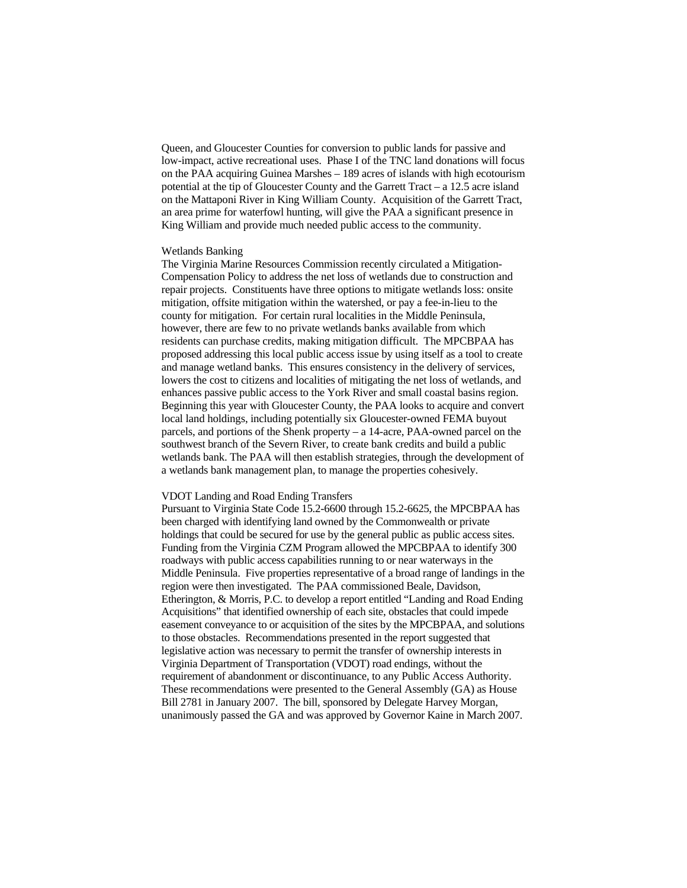Queen, and Gloucester Counties for conversion to public lands for passive and low-impact, active recreational uses. Phase I of the TNC land donations will focus on the PAA acquiring Guinea Marshes – 189 acres of islands with high ecotourism potential at the tip of Gloucester County and the Garrett Tract – a 12.5 acre island on the Mattaponi River in King William County. Acquisition of the Garrett Tract, an area prime for waterfowl hunting, will give the PAA a significant presence in King William and provide much needed public access to the community.

### Wetlands Banking

The Virginia Marine Resources Commission recently circulated a Mitigation-Compensation Policy to address the net loss of wetlands due to construction and repair projects. Constituents have three options to mitigate wetlands loss: onsite mitigation, offsite mitigation within the watershed, or pay a fee-in-lieu to the county for mitigation. For certain rural localities in the Middle Peninsula, however, there are few to no private wetlands banks available from which residents can purchase credits, making mitigation difficult. The MPCBPAA has proposed addressing this local public access issue by using itself as a tool to create and manage wetland banks. This ensures consistency in the delivery of services, lowers the cost to citizens and localities of mitigating the net loss of wetlands, and enhances passive public access to the York River and small coastal basins region. Beginning this year with Gloucester County, the PAA looks to acquire and convert local land holdings, including potentially six Gloucester-owned FEMA buyout parcels, and portions of the Shenk property – a 14-acre, PAA-owned parcel on the southwest branch of the Severn River, to create bank credits and build a public wetlands bank. The PAA will then establish strategies, through the development of a wetlands bank management plan, to manage the properties cohesively.

### VDOT Landing and Road Ending Transfers

Pursuant to Virginia State Code 15.2-6600 through 15.2-6625, the MPCBPAA has been charged with identifying land owned by the Commonwealth or private holdings that could be secured for use by the general public as public access sites. Funding from the Virginia CZM Program allowed the MPCBPAA to identify 300 roadways with public access capabilities running to or near waterways in the Middle Peninsula. Five properties representative of a broad range of landings in the region were then investigated. The PAA commissioned Beale, Davidson, Etherington, & Morris, P.C. to develop a report entitled "Landing and Road Ending Acquisitions" that identified ownership of each site, obstacles that could impede easement conveyance to or acquisition of the sites by the MPCBPAA, and solutions to those obstacles. Recommendations presented in the report suggested that legislative action was necessary to permit the transfer of ownership interests in Virginia Department of Transportation (VDOT) road endings, without the requirement of abandonment or discontinuance, to any Public Access Authority. These recommendations were presented to the General Assembly (GA) as House Bill 2781 in January 2007. The bill, sponsored by Delegate Harvey Morgan, unanimously passed the GA and was approved by Governor Kaine in March 2007.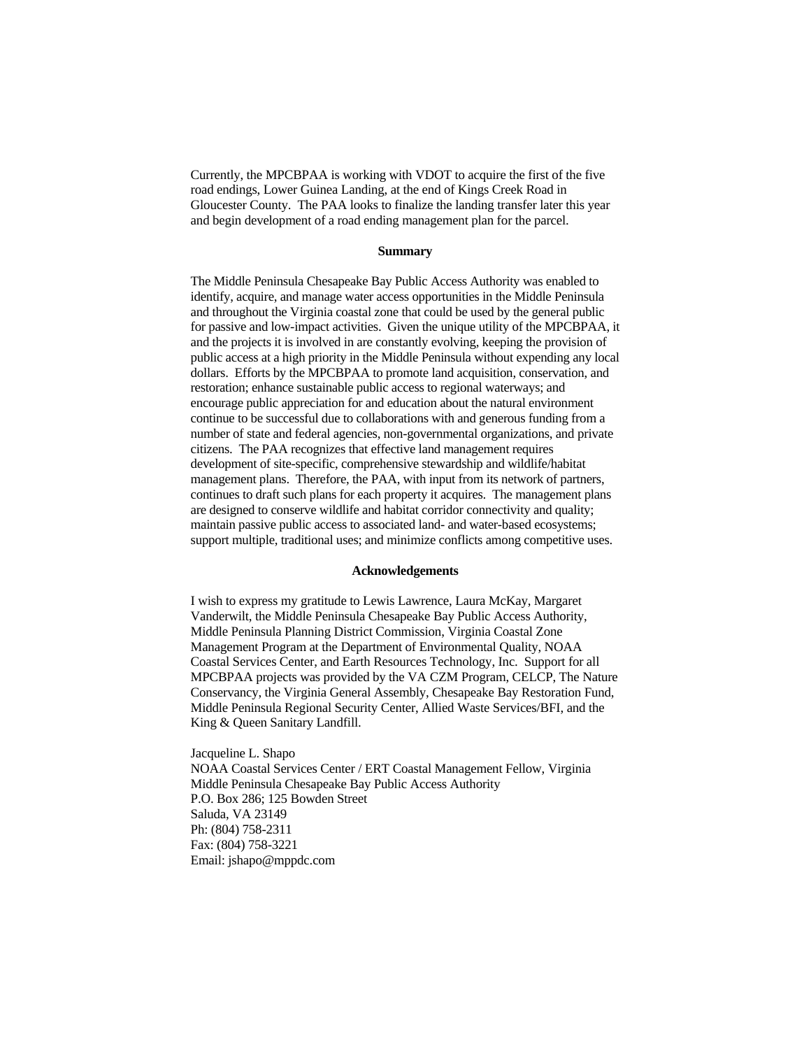Currently, the MPCBPAA is working with VDOT to acquire the first of the five road endings, Lower Guinea Landing, at the end of Kings Creek Road in Gloucester County. The PAA looks to finalize the landing transfer later this year and begin development of a road ending management plan for the parcel.

## Summary

The Middle Peninsula Chesapeake Bay Public Access Authority was enabled to identify, acquire, and manage water access opportunities in the Middle Peninsula and throughout the Virginia coastal zone that could be used by the general public for passive and low-impact activities. Given the unique utility of the MPCBPAA, it and the projects it is involved in are constantly evolving, keeping the provision of public access at a high priority in the Middle Peninsula without expending any local dollars. Efforts by the MPCBPAA to promote land acquisition, conservation, and restoration; enhance sustainable public access to regional waterways; and encourage public appreciation for and education about the natural environment continue to be successful due to collaborations with and generous funding from a number of state and federal agencies, non-governmental organizations, and private citizens. The PAA recognizes that effective land management requires development of site-specific, comprehensive stewardship and wildlife/habitat management plans. Therefore, the PAA, with input from its network of partners, continues to draft such plans for each property it acquires. The management plans are designed to conserve wildlife and habitat corridor connectivity and quality; maintain passive public access to associated land- and water-based ecosystems; support multiple, traditional uses; and minimize conflicts among competitive uses.

## Acknowledgements

I wish to express my gratitude to Lewis Lawrence, Laura McKay, Margaret Vanderwilt, the Middle Peninsula Chesapeake Bay Public Access Authority, Middle Peninsula Planning District Commission, Virginia Coastal Zone Management Program at the Department of Environmental Quality, NOAA Coastal Services Center, and Earth Resources Technology, Inc. Support for all MPCBPAA projects was provided by the VA CZM Program, CELCP, The Nature Conservancy, the Virginia General Assembly, Chesapeake Bay Restoration Fund, Middle Peninsula Regional Security Center, Allied Waste Services/BFI, and the King & Queen Sanitary Landfill.

Jacqueline L. Shapo
NOAA Coastal Services Center / ERT Coastal Management Fellow, Virginia
Middle Peninsula Chesapeake Bay Public Access Authority
P.O. Box 286; 125 Bowden Street
Saluda, VA 23149
Ph: (804) 758-2311
Fax: (804) 758-3221
Email: jshapo@mppdc.com